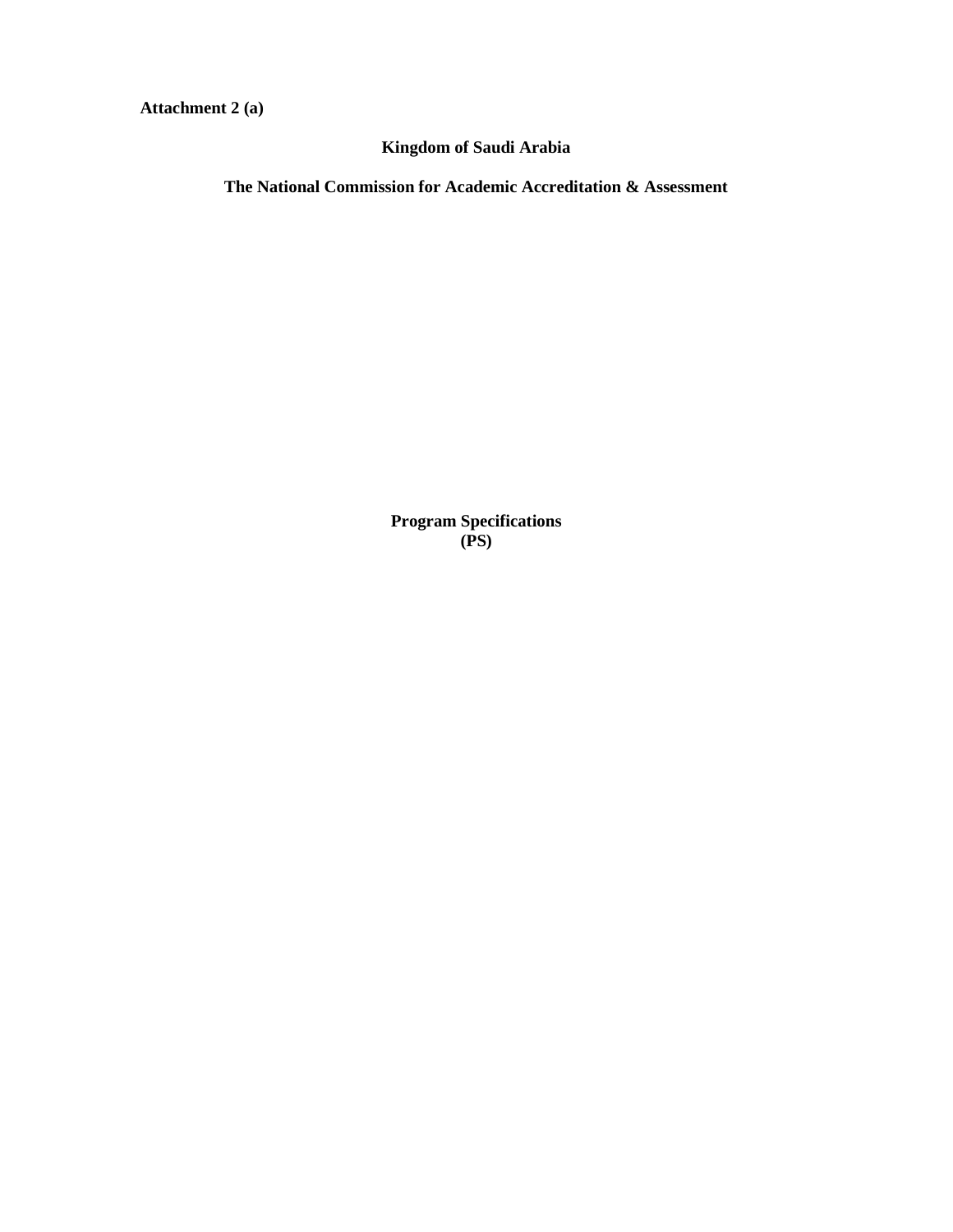**Attachment 2 (a)**

**Kingdom of Saudi Arabia**

**The National Commission for Academic Accreditation & Assessment**

# Program Specifications
# (PS)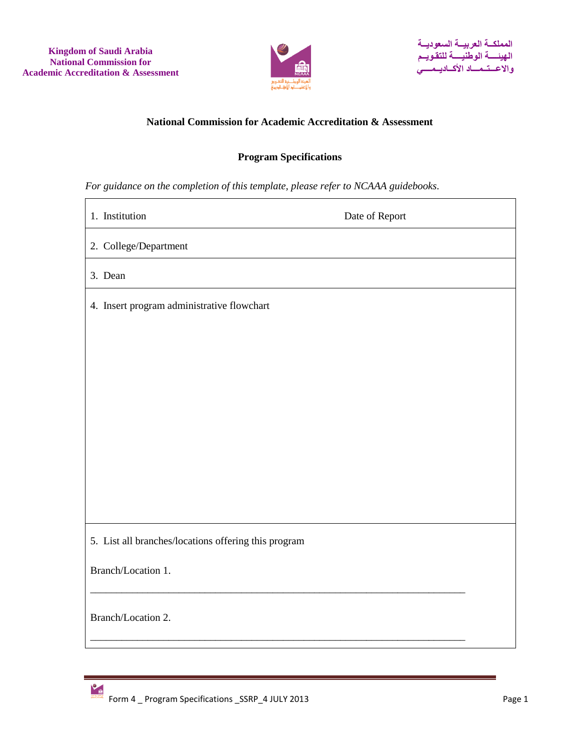Kingdom of Saudi Arabia
National Commission for
Academic Accreditation & Assessment

المملكـة العربيـة السعوديـة
الهيئـــة الوطنيـــة للتقـويـم
والاعــتــمـــاد الأكــاديــمـــي

**National Commission for Academic Accreditation & Assessment**

**Program Specifications**

*For guidance on the completion of this template, please refer to NCAAA guidebooks.*

| 1. Institution | Date of Report |
|---|---|
| 2. College/Department | |
| 3. Dean | |
| 4. Insert program administrative flowchart | |
| 5. List all branches/locations offering this program<br><br>Branch/Location 1.<br>\_\_\_\_\_\_\_\_\_\_\_\_\_\_\_\_\_\_\_\_\_\_\_\_\_\_\_\_\_\_\_\_\_\_\_\_\_\_\_\_\_\_\_\_\_\_\_\_\_\_\_\_\_\_\_\_\_\_\_\_\_\_<br><br>Branch/Location 2.<br>\_\_\_\_\_\_\_\_\_\_\_\_\_\_\_\_\_\_\_\_\_\_\_\_\_\_\_\_\_\_\_\_\_\_\_\_\_\_\_\_\_\_\_\_\_\_\_\_\_\_\_\_\_\_\_\_\_\_\_\_\_\_ | |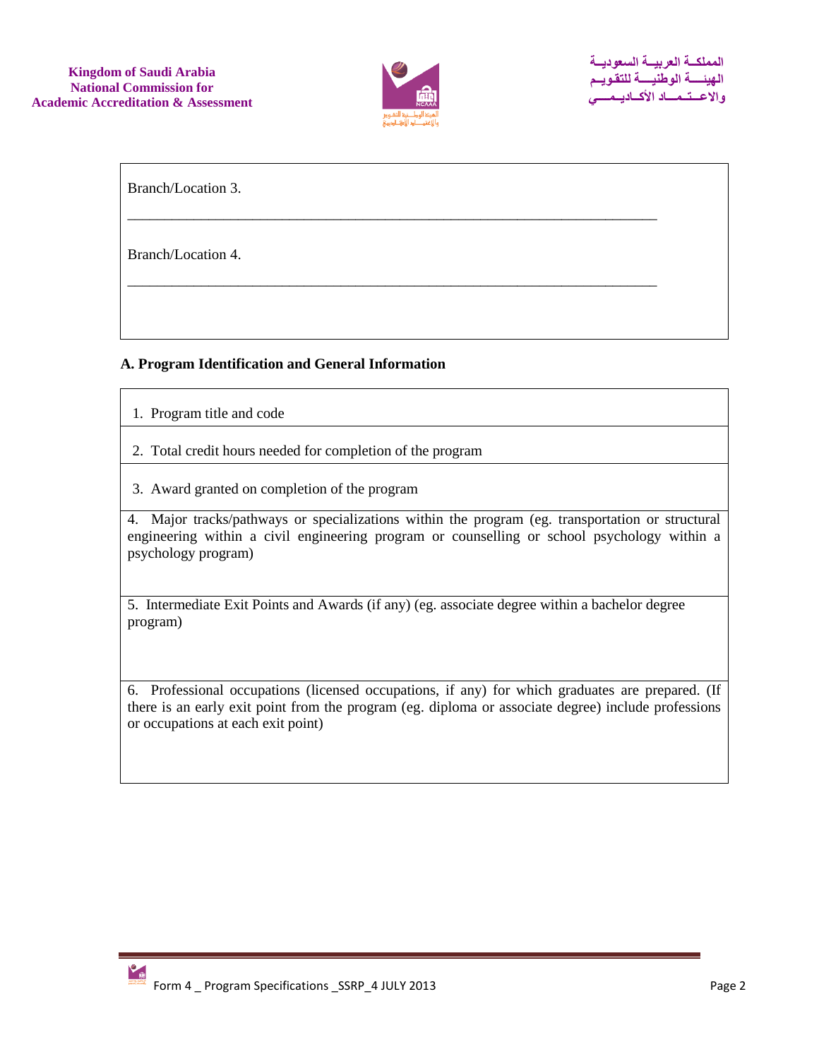Branch/Location 3.

___________________________________________________________________________

Branch/Location 4.

___________________________________________________________________________

**A. Program Identification and General Information**

1. Program title and code

2. Total credit hours needed for completion of the program

3. Award granted on completion of the program

4. Major tracks/pathways or specializations within the program (eg. transportation or structural engineering within a civil engineering program or counselling or school psychology within a psychology program)

5. Intermediate Exit Points and Awards (if any) (eg. associate degree within a bachelor degree program)

6. Professional occupations (licensed occupations, if any) for which graduates are prepared. (If there is an early exit point from the program (eg. diploma or associate degree) include professions or occupations at each exit point)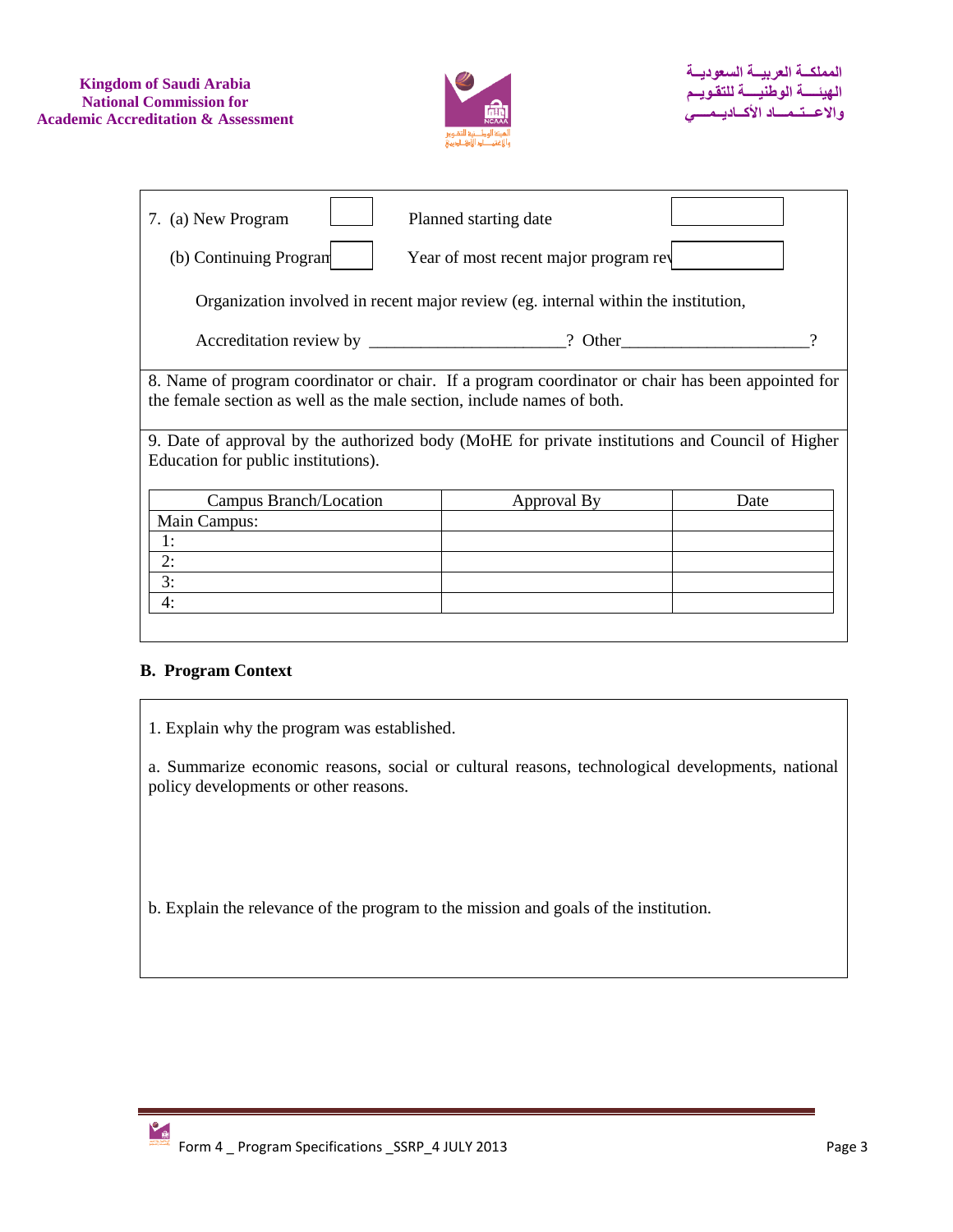7. (a) New Program [ ] Planned starting date [ ]

(b) Continuing Program [ ] Year of most recent major program rev[ ]

Organization involved in recent major review (eg. internal within the institution,

Accreditation review by ______________________? Other_____________________?

8. Name of program coordinator or chair. If a program coordinator or chair has been appointed for the female section as well as the male section, include names of both.

9. Date of approval by the authorized body (MoHE for private institutions and Council of Higher Education for public institutions).

| Campus Branch/Location | Approval By | Date |
|---|---|---|
| Main Campus: | | |
| 1: | | |
| 2: | | |
| 3: | | |
| 4: | | |

## B. Program Context

1. Explain why the program was established.

a. Summarize economic reasons, social or cultural reasons, technological developments, national policy developments or other reasons.

b. Explain the relevance of the program to the mission and goals of the institution.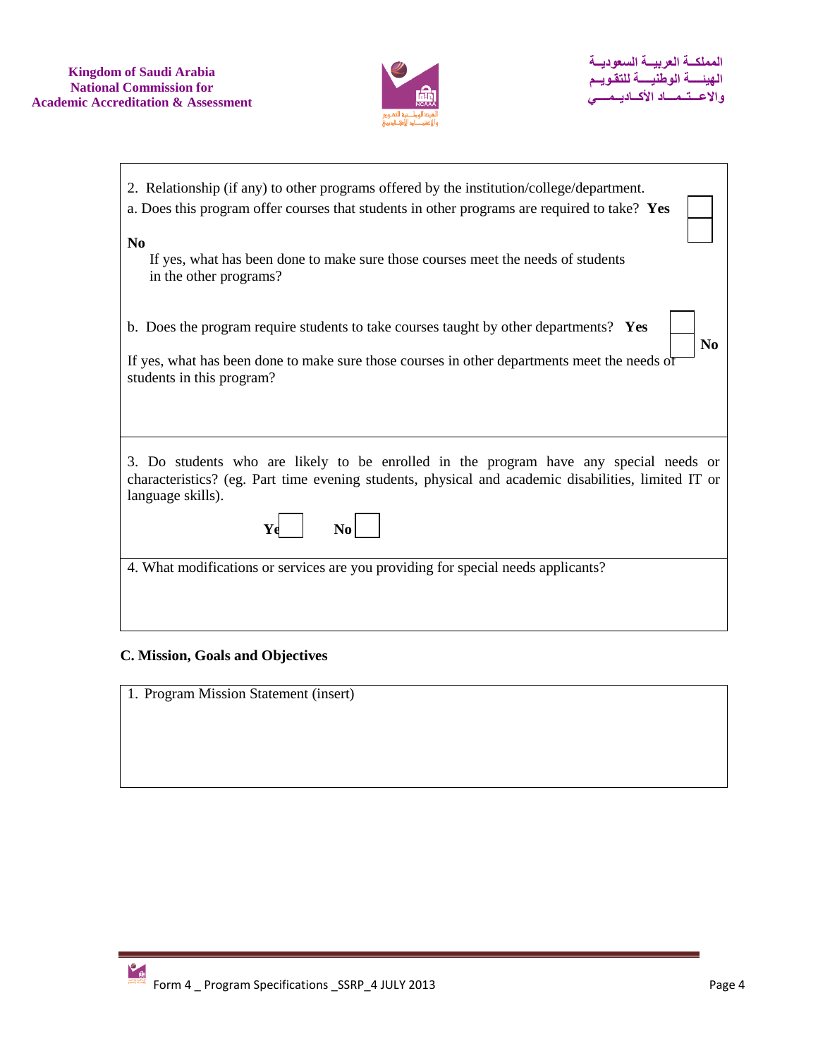2. Relationship (if any) to other programs offered by the institution/college/department.

a. Does this program offer courses that students in other programs are required to take? **Yes** ☐

**No** ☐

If yes, what has been done to make sure those courses meet the needs of students in the other programs?

b. Does the program require students to take courses taught by other departments? **Yes** ☐ **No** ☐

If yes, what has been done to make sure those courses in other departments meet the needs of students in this program?

3. Do students who are likely to be enrolled in the program have any special needs or characteristics? (eg. Part time evening students, physical and academic disabilities, limited IT or language skills).

**Yes** ☐ **No** ☐

4. What modifications or services are you providing for special needs applicants?

**C. Mission, Goals and Objectives**

1. Program Mission Statement (insert)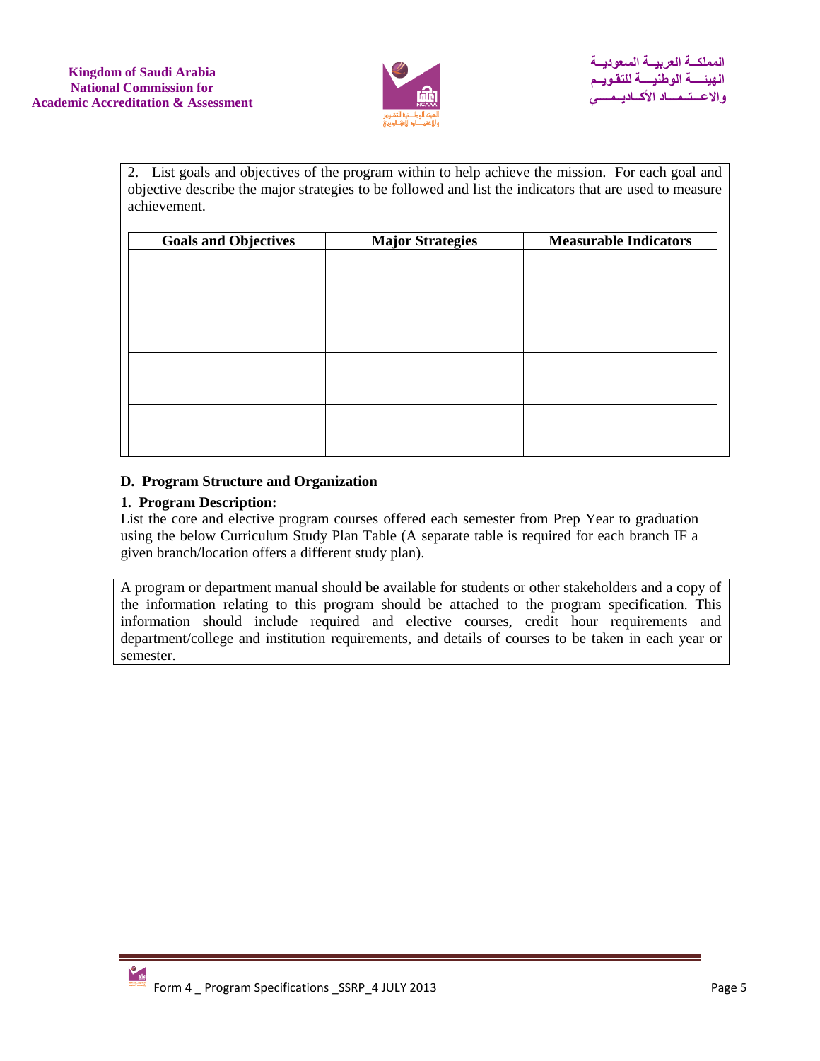2. List goals and objectives of the program within to help achieve the mission. For each goal and objective describe the major strategies to be followed and list the indicators that are used to measure achievement.

| Goals and Objectives | Major Strategies | Measurable Indicators |
|---|---|---|
| | | |
| | | |
| | | |
| | | |

## D. Program Structure and Organization

### 1. Program Description:

List the core and elective program courses offered each semester from Prep Year to graduation using the below Curriculum Study Plan Table (A separate table is required for each branch IF a given branch/location offers a different study plan).

A program or department manual should be available for students or other stakeholders and a copy of the information relating to this program should be attached to the program specification. This information should include required and elective courses, credit hour requirements and department/college and institution requirements, and details of courses to be taken in each year or semester.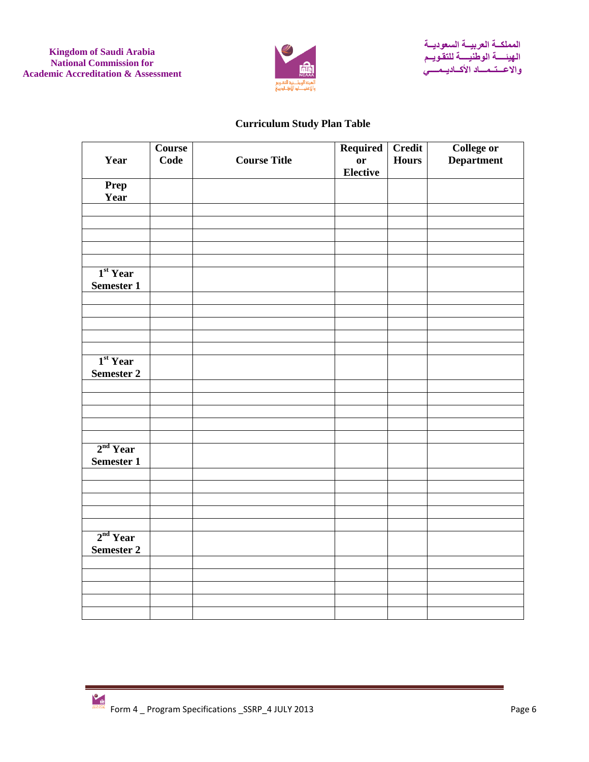## Curriculum Study Plan Table

| Year | Course Code | Course Title | Required or Elective | Credit Hours | College or Department |
|---|---|---|---|---|---|
| **Prep Year** | | | | | |
| | | | | | |
| | | | | | |
| | | | | | |
| | | | | | |
| | | | | | |
| **1st Year Semester 1** | | | | | |
| | | | | | |
| | | | | | |
| | | | | | |
| | | | | | |
| | | | | | |
| **1st Year Semester 2** | | | | | |
| | | | | | |
| | | | | | |
| | | | | | |
| | | | | | |
| | | | | | |
| **2nd Year Semester 1** | | | | | |
| | | | | | |
| | | | | | |
| | | | | | |
| | | | | | |
| | | | | | |
| **2nd Year Semester 2** | | | | | |
| | | | | | |
| | | | | | |
| | | | | | |
| | | | | | |
| | | | | | |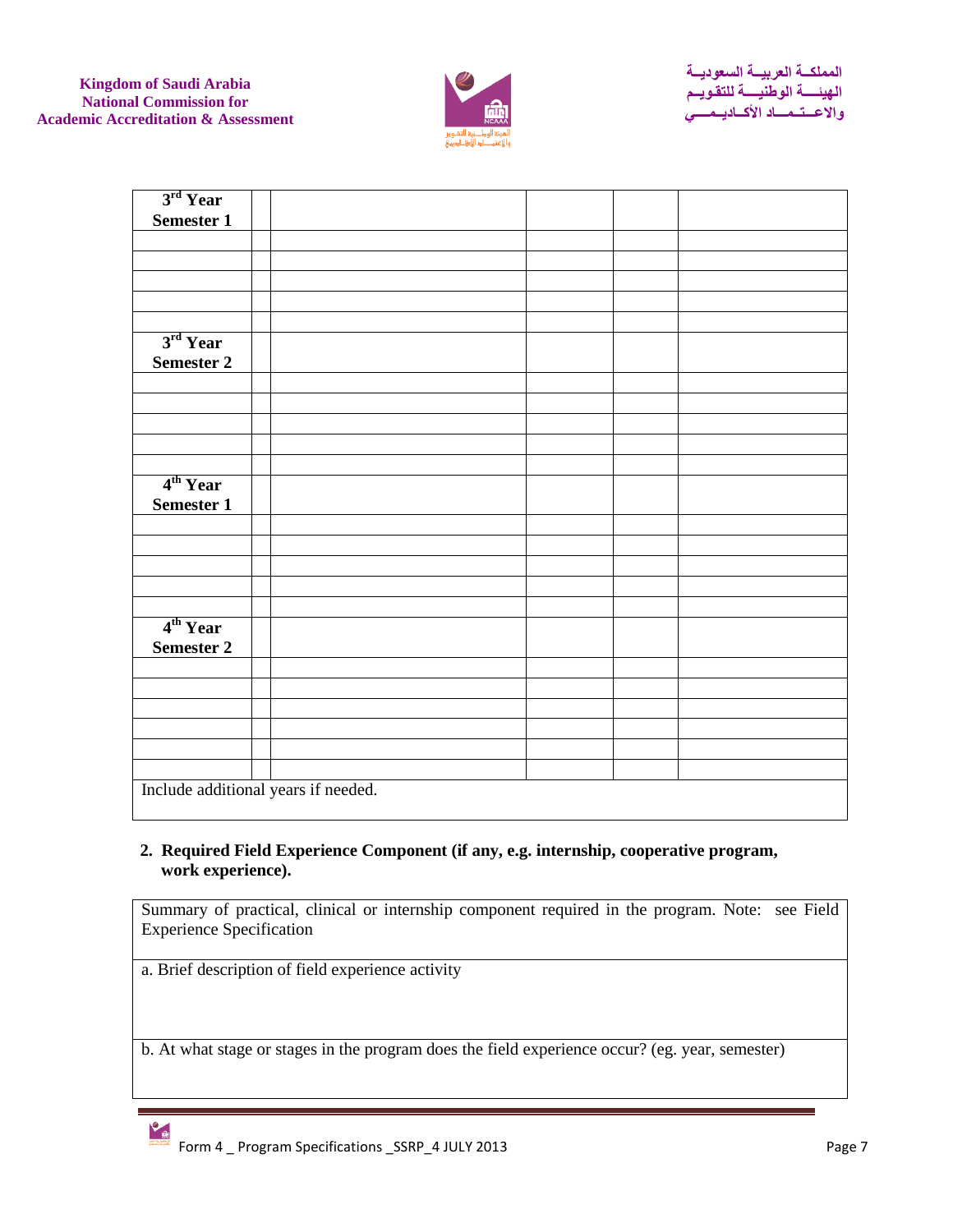| | | | | | |
|---|---|---|---|---|---|
| 3rd Year Semester 1 | | | | | |
| | | | | | |
| | | | | | |
| | | | | | |
| | | | | | |
| | | | | | |
| 3rd Year Semester 2 | | | | | |
| | | | | | |
| | | | | | |
| | | | | | |
| | | | | | |
| | | | | | |
| 4th Year Semester 1 | | | | | |
| | | | | | |
| | | | | | |
| | | | | | |
| | | | | | |
| | | | | | |
| 4th Year Semester 2 | | | | | |
| | | | | | |
| | | | | | |
| | | | | | |
| | | | | | |
| | | | | | |
| | | | | | |
| Include additional years if needed. | | | | | |

**2. Required Field Experience Component (if any, e.g. internship, cooperative program, work experience).**

| Summary of practical, clinical or internship component required in the program. Note: see Field Experience Specification |
|---|
| a. Brief description of field experience activity |
| b. At what stage or stages in the program does the field experience occur? (eg. year, semester) |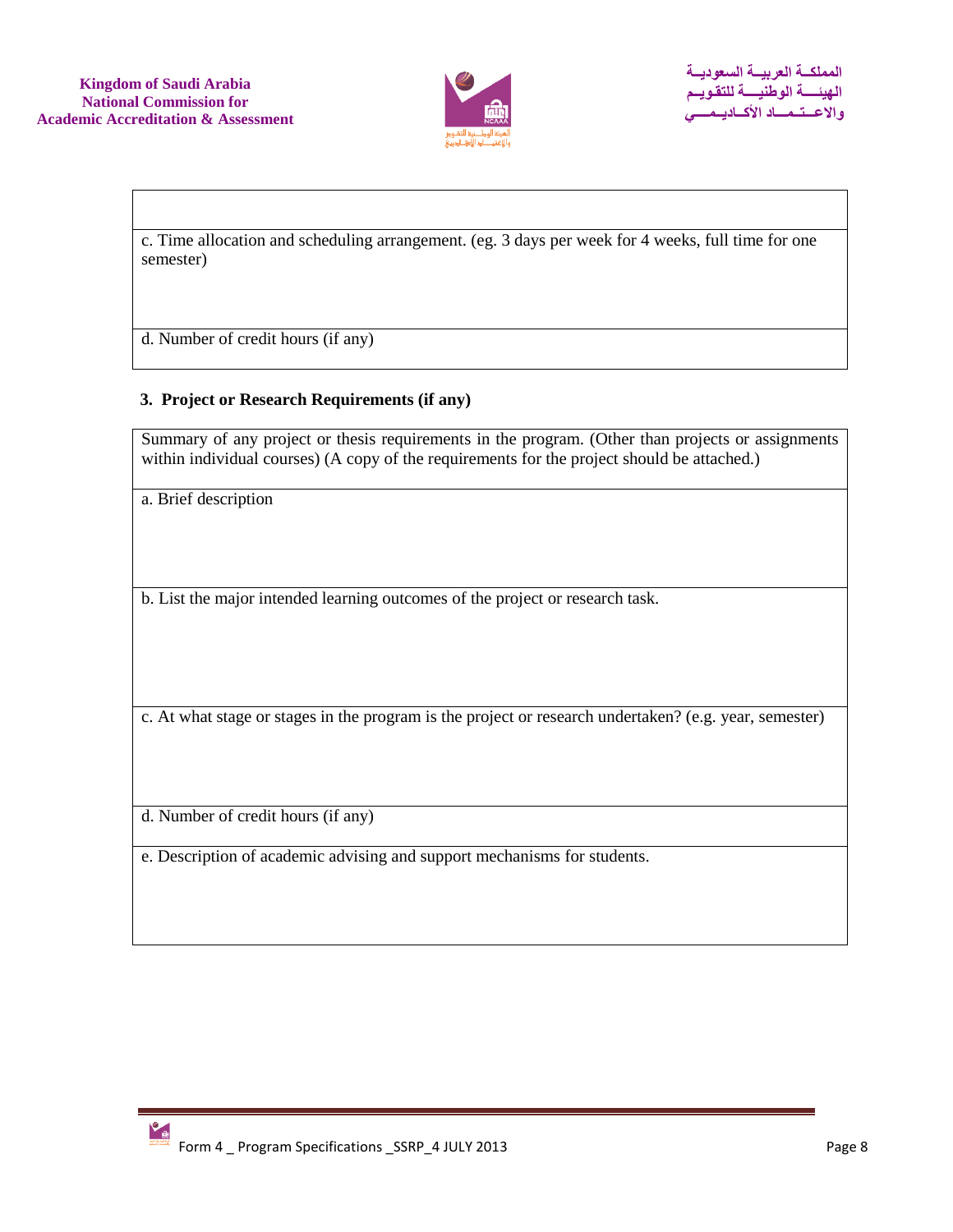| |
|---|
| |
| c. Time allocation and scheduling arrangement. (eg. 3 days per week for 4 weeks, full time for one semester) |
| d. Number of credit hours (if any) |

### 3. Project or Research Requirements (if any)

| Summary of any project or thesis requirements in the program. (Other than projects or assignments within individual courses) (A copy of the requirements for the project should be attached.) |
|---|
| a. Brief description |
| b. List the major intended learning outcomes of the project or research task. |
| c. At what stage or stages in the program is the project or research undertaken? (e.g. year, semester) |
| d. Number of credit hours (if any) |
| e. Description of academic advising and support mechanisms for students. |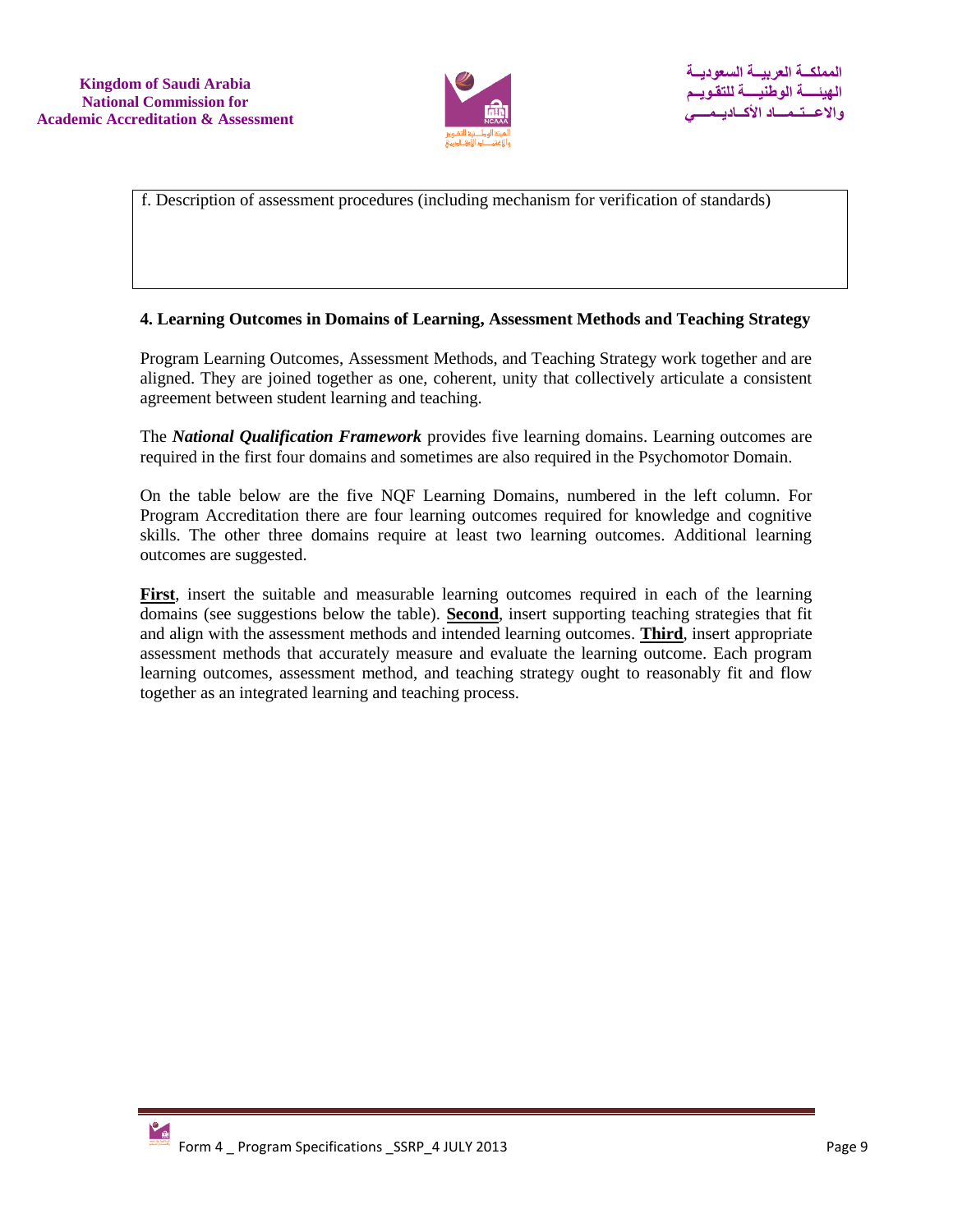f. Description of assessment procedures (including mechanism for verification of standards)

## 4. Learning Outcomes in Domains of Learning, Assessment Methods and Teaching Strategy

Program Learning Outcomes, Assessment Methods, and Teaching Strategy work together and are aligned. They are joined together as one, coherent, unity that collectively articulate a consistent agreement between student learning and teaching.

The ***National Qualification Framework*** provides five learning domains. Learning outcomes are required in the first four domains and sometimes are also required in the Psychomotor Domain.

On the table below are the five NQF Learning Domains, numbered in the left column. For Program Accreditation there are four learning outcomes required for knowledge and cognitive skills. The other three domains require at least two learning outcomes. Additional learning outcomes are suggested.

**First**, insert the suitable and measurable learning outcomes required in each of the learning domains (see suggestions below the table). **Second**, insert supporting teaching strategies that fit and align with the assessment methods and intended learning outcomes. **Third**, insert appropriate assessment methods that accurately measure and evaluate the learning outcome. Each program learning outcomes, assessment method, and teaching strategy ought to reasonably fit and flow together as an integrated learning and teaching process.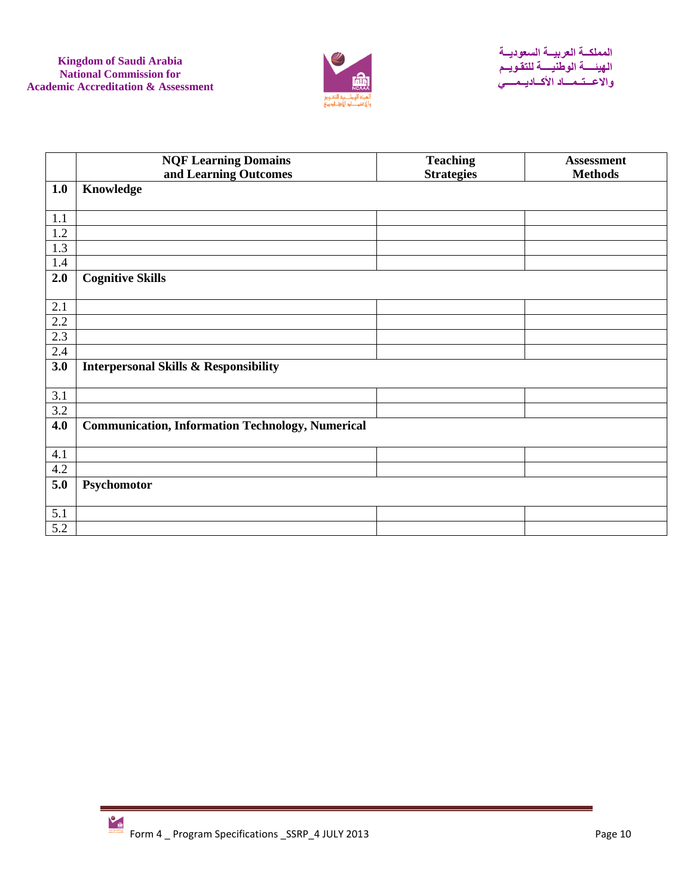| | NQF Learning Domains and Learning Outcomes | Teaching Strategies | Assessment Methods |
|---|---|---|---|
| **1.0** | **Knowledge** | | |
| 1.1 | | | |
| 1.2 | | | |
| 1.3 | | | |
| 1.4 | | | |
| **2.0** | **Cognitive Skills** | | |
| 2.1 | | | |
| 2.2 | | | |
| 2.3 | | | |
| 2.4 | | | |
| **3.0** | **Interpersonal Skills & Responsibility** | | |
| 3.1 | | | |
| 3.2 | | | |
| **4.0** | **Communication, Information Technology, Numerical** | | |
| 4.1 | | | |
| 4.2 | | | |
| **5.0** | **Psychomotor** | | |
| 5.1 | | | |
| 5.2 | | | |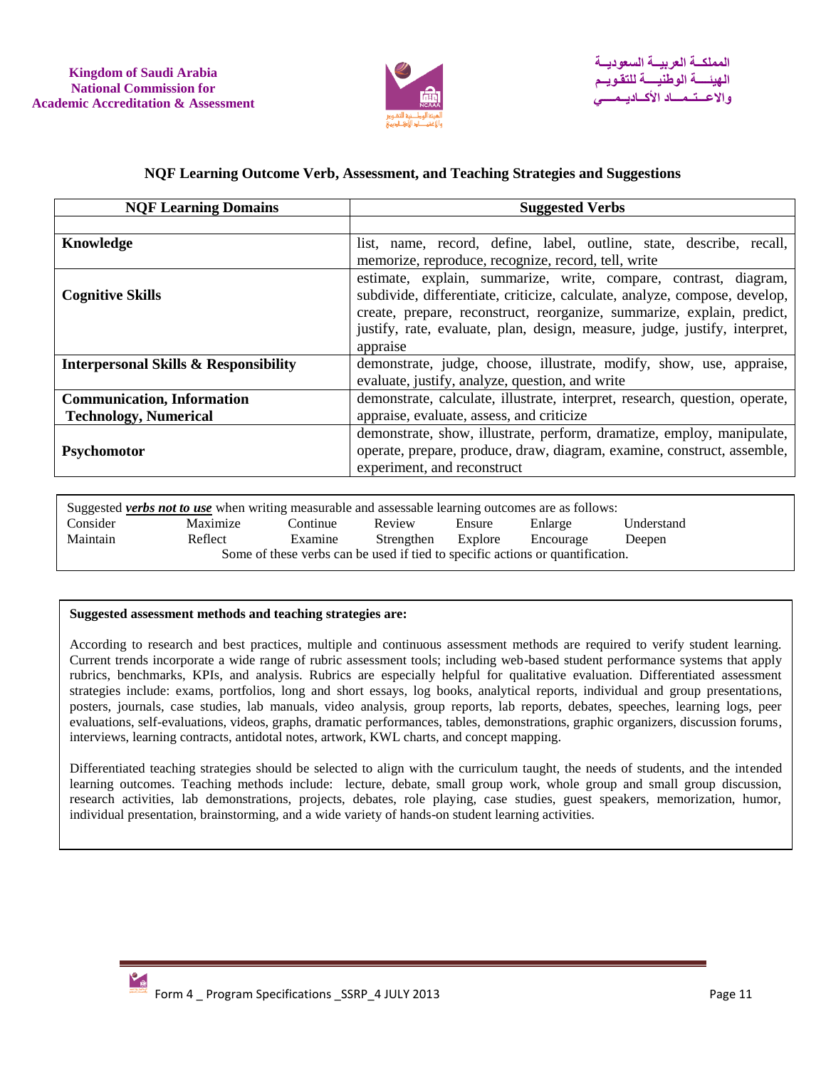## NQF Learning Outcome Verb, Assessment, and Teaching Strategies and Suggestions

| NQF Learning Domains | Suggested Verbs |
|---|---|
| | |
| **Knowledge** | list, name, record, define, label, outline, state, describe, recall, memorize, reproduce, recognize, record, tell, write |
| **Cognitive Skills** | estimate, explain, summarize, write, compare, contrast, diagram, subdivide, differentiate, criticize, calculate, analyze, compose, develop, create, prepare, reconstruct, reorganize, summarize, explain, predict, justify, rate, evaluate, plan, design, measure, judge, justify, interpret, appraise |
| **Interpersonal Skills & Responsibility** | demonstrate, judge, choose, illustrate, modify, show, use, appraise, evaluate, justify, analyze, question, and write |
| **Communication, Information Technology, Numerical** | demonstrate, calculate, illustrate, interpret, research, question, operate, appraise, evaluate, assess, and criticize |
| **Psychomotor** | demonstrate, show, illustrate, perform, dramatize, employ, manipulate, operate, prepare, produce, draw, diagram, examine, construct, assemble, experiment, and reconstruct |

Suggested ***verbs not to use*** when writing measurable and assessable learning outcomes are as follows:

| | | | | | | |
|---|---|---|---|---|---|---|
| Consider | Maximize | Continue | Review | Ensure | Enlarge | Understand |
| Maintain | Reflect | Examine | Strengthen | Explore | Encourage | Deepen |

Some of these verbs can be used if tied to specific actions or quantification.

**Suggested assessment methods and teaching strategies are:**

According to research and best practices, multiple and continuous assessment methods are required to verify student learning. Current trends incorporate a wide range of rubric assessment tools; including web-based student performance systems that apply rubrics, benchmarks, KPIs, and analysis. Rubrics are especially helpful for qualitative evaluation. Differentiated assessment strategies include: exams, portfolios, long and short essays, log books, analytical reports, individual and group presentations, posters, journals, case studies, lab manuals, video analysis, group reports, lab reports, debates, speeches, learning logs, peer evaluations, self-evaluations, videos, graphs, dramatic performances, tables, demonstrations, graphic organizers, discussion forums, interviews, learning contracts, antidotal notes, artwork, KWL charts, and concept mapping.

Differentiated teaching strategies should be selected to align with the curriculum taught, the needs of students, and the intended learning outcomes. Teaching methods include: lecture, debate, small group work, whole group and small group discussion, research activities, lab demonstrations, projects, debates, role playing, case studies, guest speakers, memorization, humor, individual presentation, brainstorming, and a wide variety of hands-on student learning activities.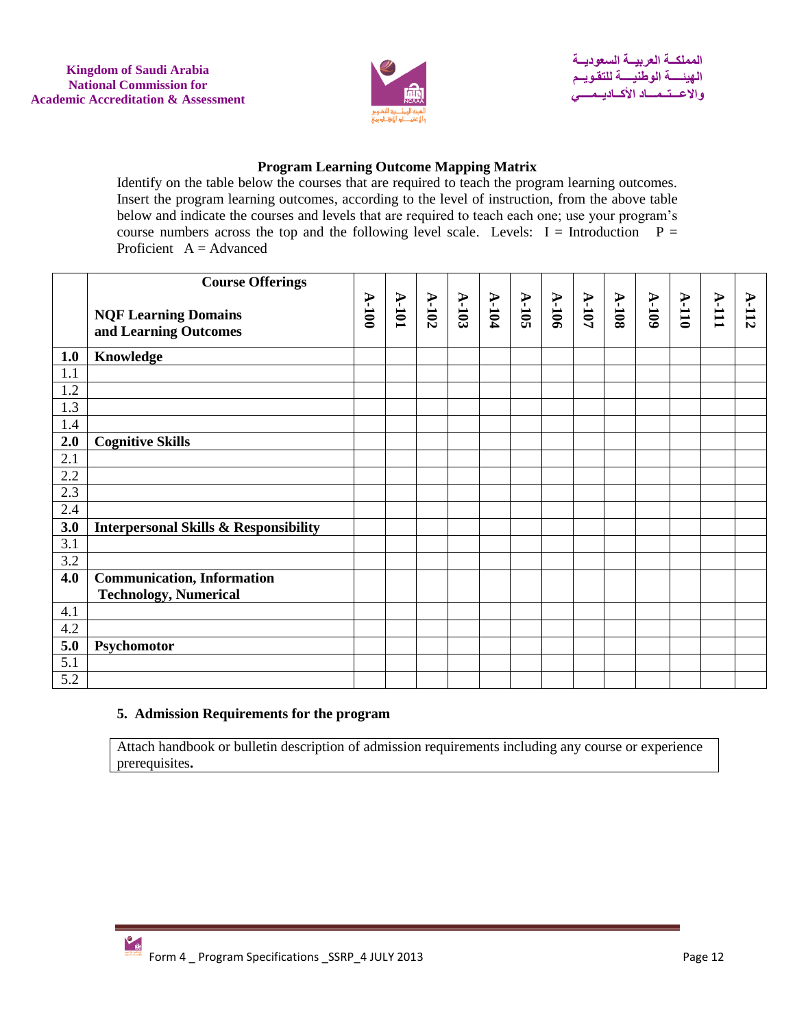**Program Learning Outcome Mapping Matrix**

Identify on the table below the courses that are required to teach the program learning outcomes. Insert the program learning outcomes, according to the level of instruction, from the above table below and indicate the courses and levels that are required to teach each one; use your program's course numbers across the top and the following level scale. Levels: I = Introduction P = Proficient A = Advanced

| | Course Offerings<br><br>**NQF Learning Domains and Learning Outcomes** | A-100 | A-101 | A-102 | A-103 | A-104 | A-105 | A-106 | A-107 | A-108 | A-109 | A-110 | A-111 | A-112 |
|---|---|---|---|---|---|---|---|---|---|---|---|---|---|---|
| **1.0** | **Knowledge** | | | | | | | | | | | | | |
| 1.1 | | | | | | | | | | | | | | |
| 1.2 | | | | | | | | | | | | | | |
| 1.3 | | | | | | | | | | | | | | |
| 1.4 | | | | | | | | | | | | | | |
| **2.0** | **Cognitive Skills** | | | | | | | | | | | | | |
| 2.1 | | | | | | | | | | | | | | |
| 2.2 | | | | | | | | | | | | | | |
| 2.3 | | | | | | | | | | | | | | |
| 2.4 | | | | | | | | | | | | | | |
| **3.0** | **Interpersonal Skills & Responsibility** | | | | | | | | | | | | | |
| 3.1 | | | | | | | | | | | | | | |
| 3.2 | | | | | | | | | | | | | | |
| **4.0** | **Communication, Information Technology, Numerical** | | | | | | | | | | | | | |
| 4.1 | | | | | | | | | | | | | | |
| 4.2 | | | | | | | | | | | | | | |
| **5.0** | **Psychomotor** | | | | | | | | | | | | | |
| 5.1 | | | | | | | | | | | | | | |
| 5.2 | | | | | | | | | | | | | | |

## 5. Admission Requirements for the program

| Attach handbook or bulletin description of admission requirements including any course or experience prerequisites. |
|---|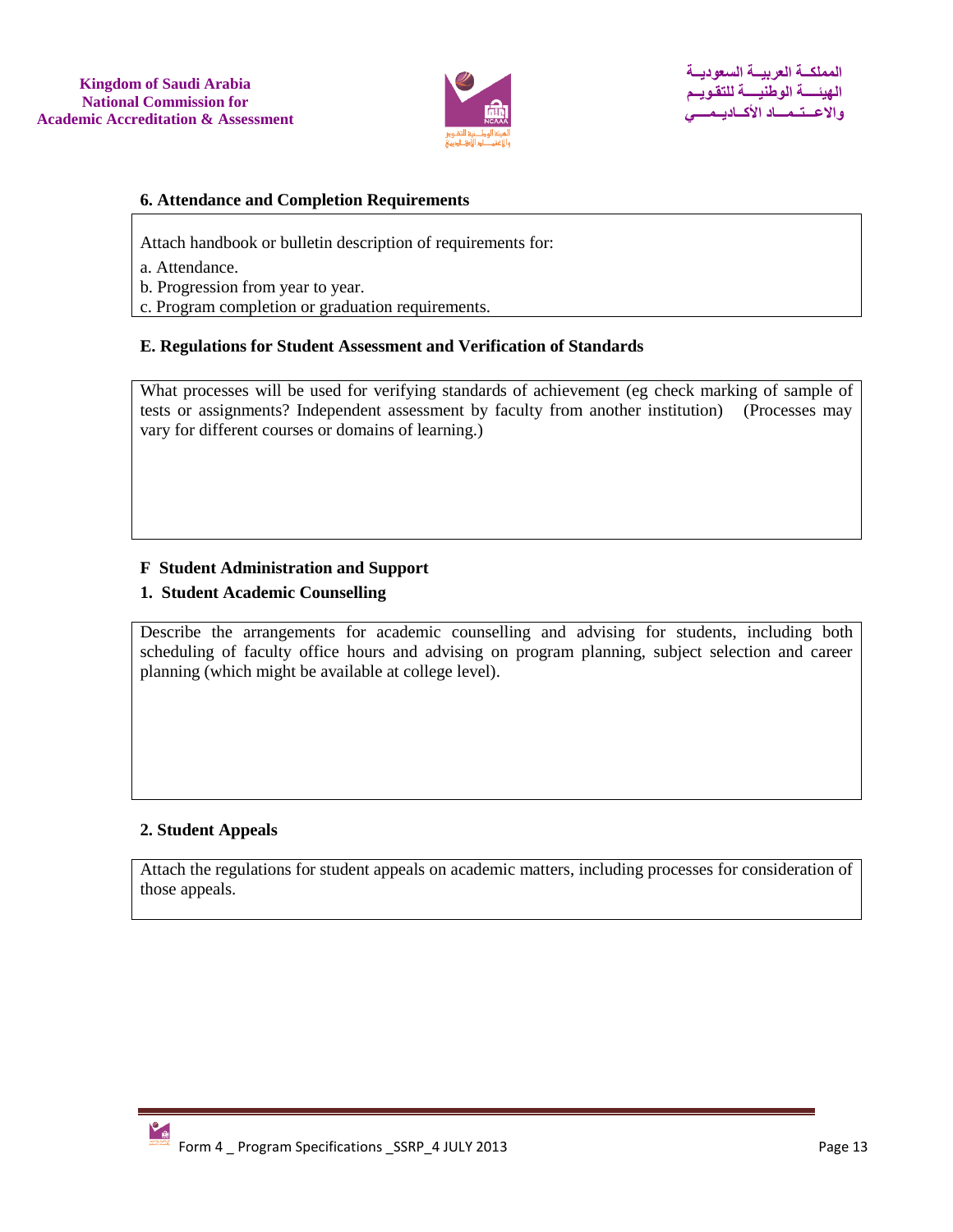### 6. Attendance and Completion Requirements

Attach handbook or bulletin description of requirements for:

a. Attendance.
b. Progression from year to year.
c. Program completion or graduation requirements.

### E. Regulations for Student Assessment and Verification of Standards

What processes will be used for verifying standards of achievement (eg check marking of sample of tests or assignments? Independent assessment by faculty from another institution) (Processes may vary for different courses or domains of learning.)

### F Student Administration and Support

#### 1. Student Academic Counselling

Describe the arrangements for academic counselling and advising for students, including both scheduling of faculty office hours and advising on program planning, subject selection and career planning (which might be available at college level).

#### 2. Student Appeals

Attach the regulations for student appeals on academic matters, including processes for consideration of those appeals.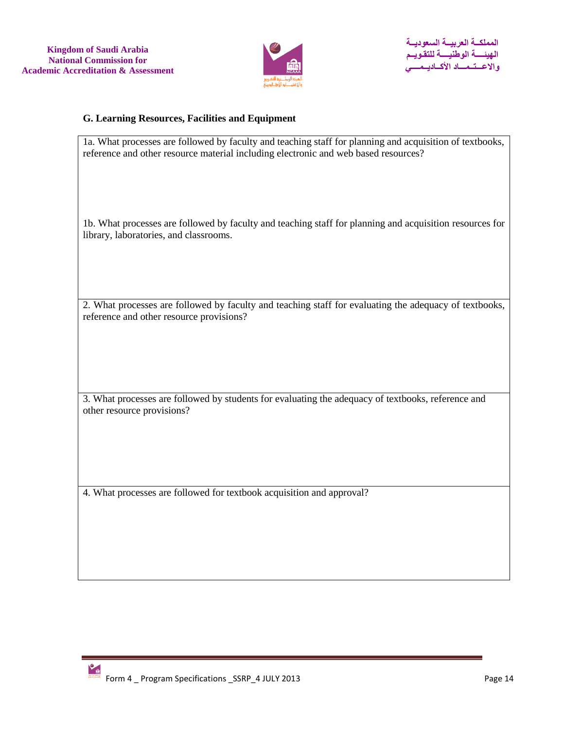## G. Learning Resources, Facilities and Equipment

| 1a. What processes are followed by faculty and teaching staff for planning and acquisition of textbooks, reference and other resource material including electronic and web based resources?<br><br>1b. What processes are followed by faculty and teaching staff for planning and acquisition resources for library, laboratories, and classrooms. |
|---|
| 2. What processes are followed by faculty and teaching staff for evaluating the adequacy of textbooks, reference and other resource provisions? |
| 3. What processes are followed by students for evaluating the adequacy of textbooks, reference and other resource provisions? |
| 4. What processes are followed for textbook acquisition and approval? |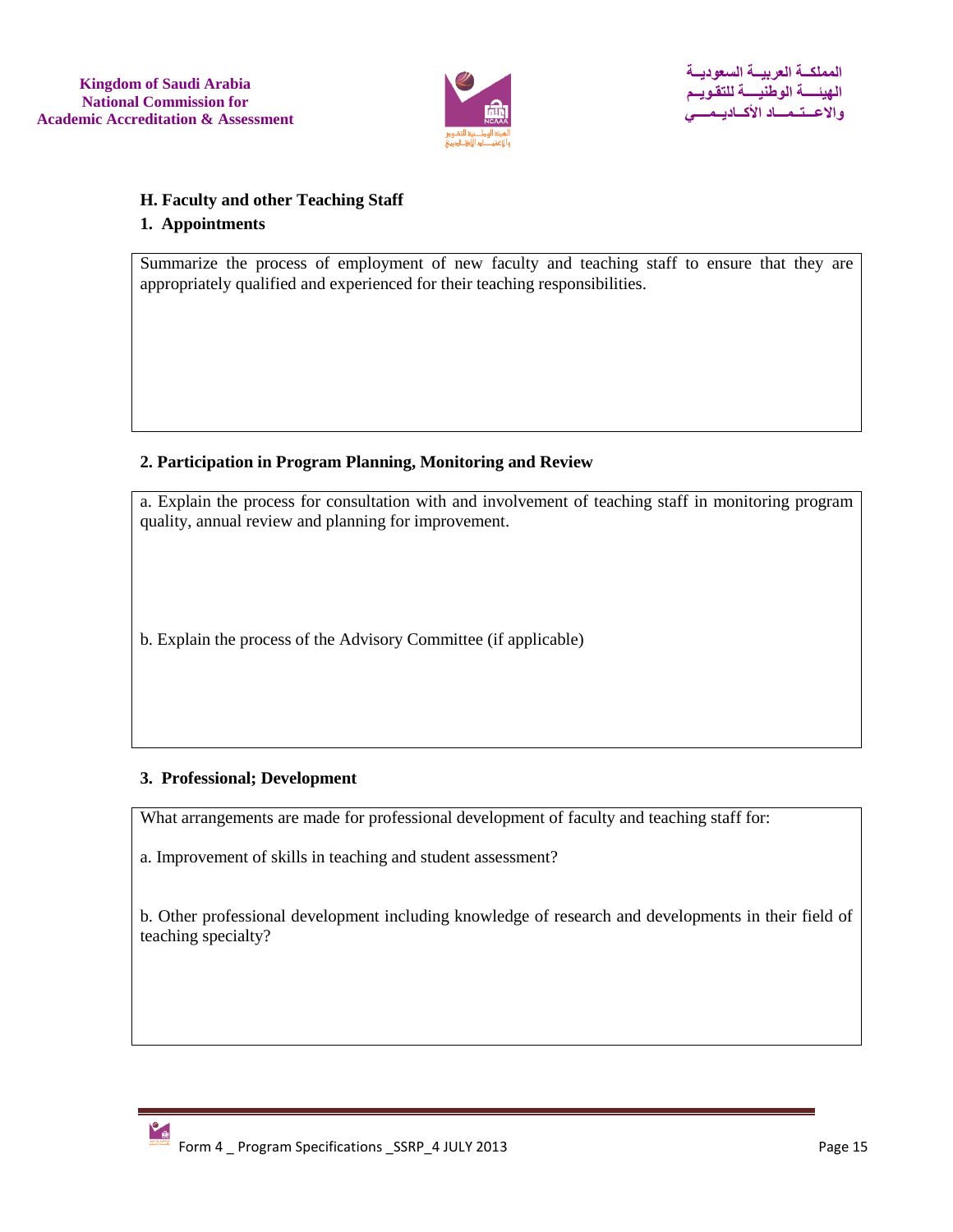## H. Faculty and other Teaching Staff

### 1. Appointments

| Summarize the process of employment of new faculty and teaching staff to ensure that they are appropriately qualified and experienced for their teaching responsibilities. |
|---|
| |

### 2. Participation in Program Planning, Monitoring and Review

| a. Explain the process for consultation with and involvement of teaching staff in monitoring program quality, annual review and planning for improvement.<br><br>b. Explain the process of the Advisory Committee (if applicable) |
|---|

### 3. Professional; Development

| What arrangements are made for professional development of faculty and teaching staff for:<br><br>a. Improvement of skills in teaching and student assessment?<br><br>b. Other professional development including knowledge of research and developments in their field of teaching specialty? |
|---|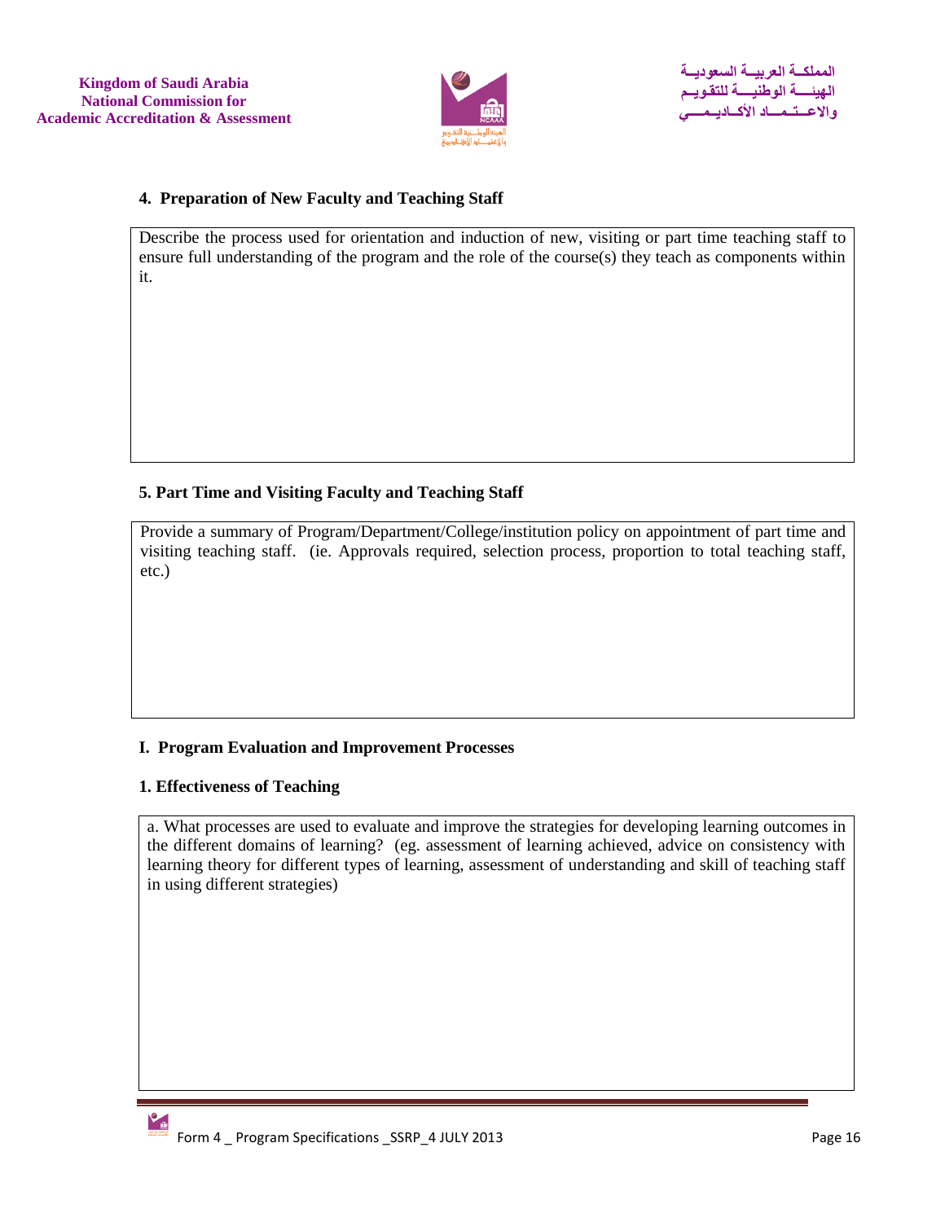**4. Preparation of New Faculty and Teaching Staff**

| Describe the process used for orientation and induction of new, visiting or part time teaching staff to ensure full understanding of the program and the role of the course(s) they teach as components within it. |
|---|

**5. Part Time and Visiting Faculty and Teaching Staff**

| Provide a summary of Program/Department/College/institution policy on appointment of part time and visiting teaching staff. (ie. Approvals required, selection process, proportion to total teaching staff, etc.) |
|---|

## I. Program Evaluation and Improvement Processes

**1. Effectiveness of Teaching**

| a. What processes are used to evaluate and improve the strategies for developing learning outcomes in the different domains of learning? (eg. assessment of learning achieved, advice on consistency with learning theory for different types of learning, assessment of understanding and skill of teaching staff in using different strategies) |
|---|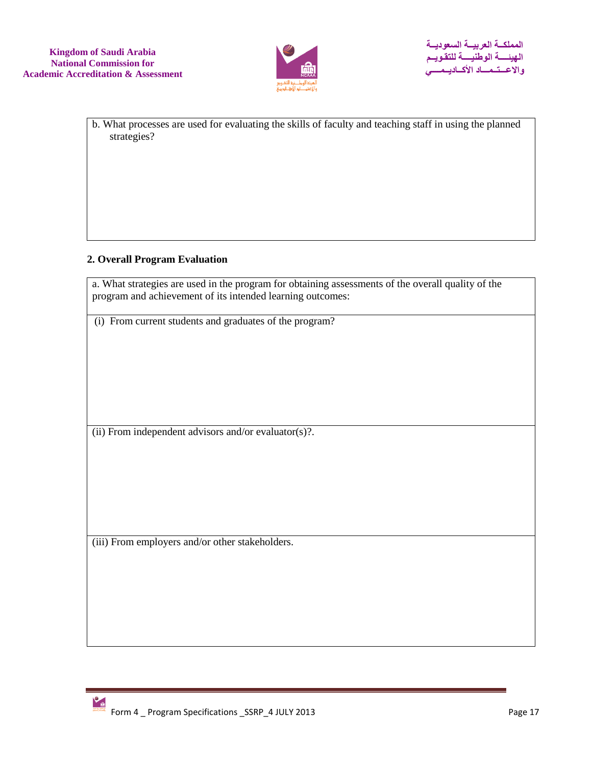| b. What processes are used for evaluating the skills of faculty and teaching staff in using the planned strategies? |
|---|
| |

**2. Overall Program Evaluation**

| a. What strategies are used in the program for obtaining assessments of the overall quality of the program and achievement of its intended learning outcomes: |
|---|
| (i) From current students and graduates of the program? |
| (ii) From independent advisors and/or evaluator(s)?. |
| (iii) From employers and/or other stakeholders. |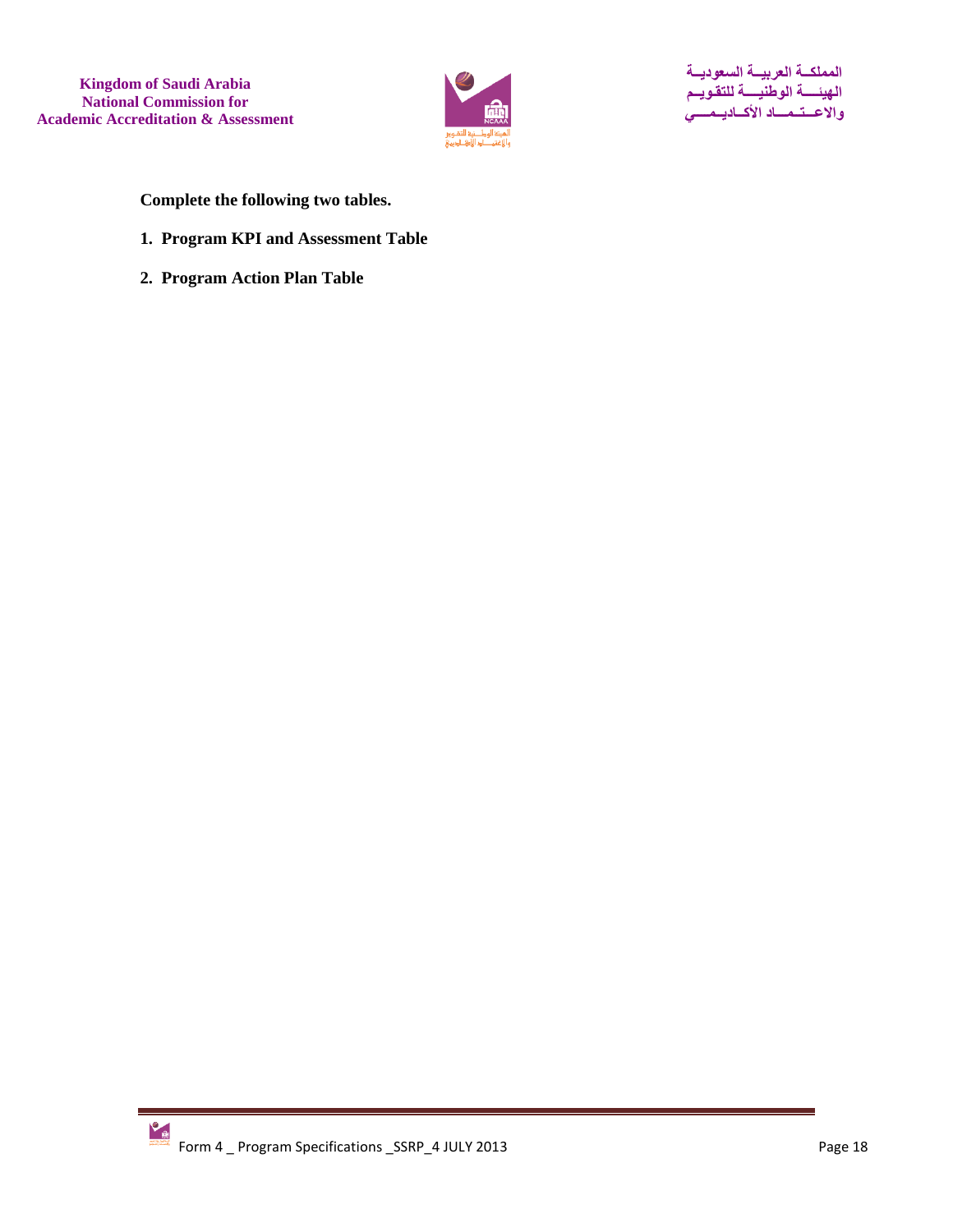**Complete the following two tables.**

1. **Program KPI and Assessment Table**
2. **Program Action Plan Table**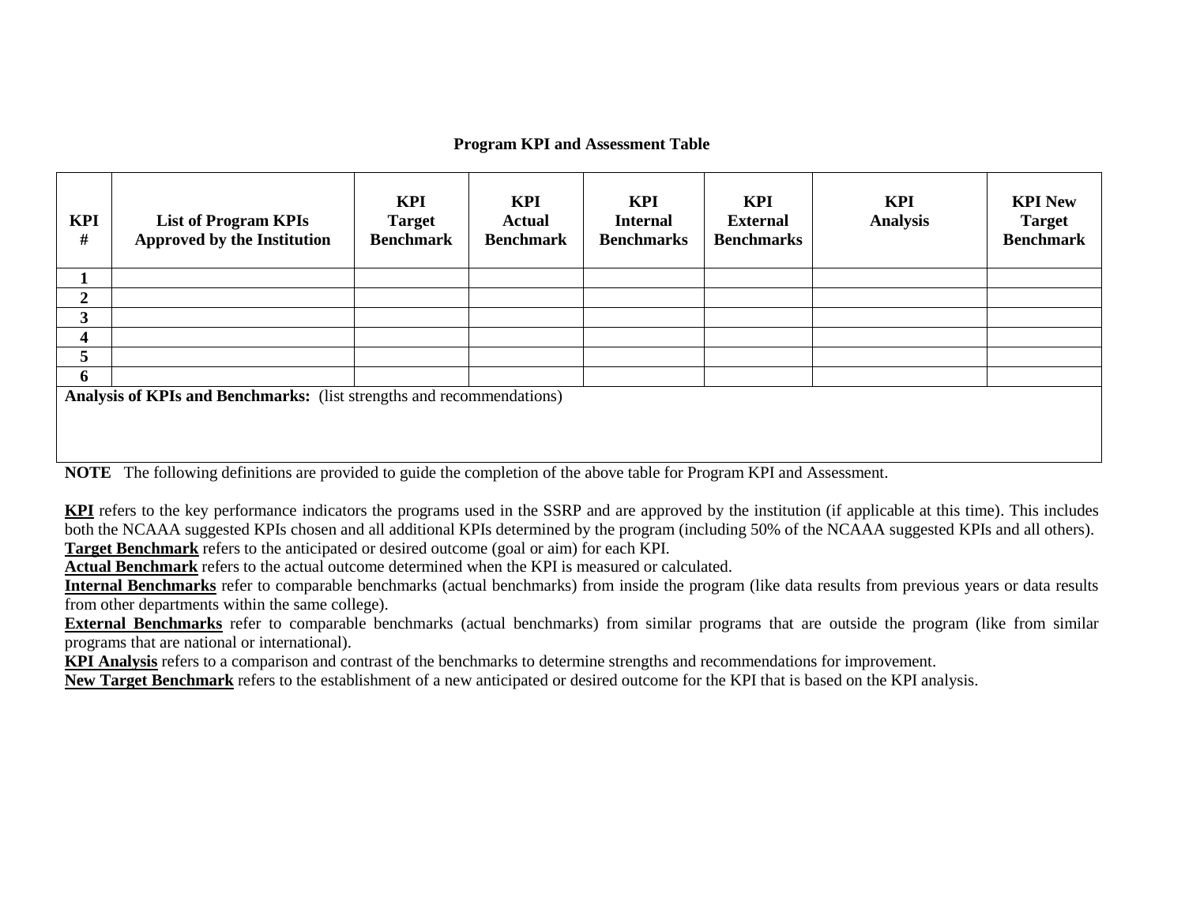**Program KPI and Assessment Table**

| KPI # | List of Program KPIs Approved by the Institution | KPI Target Benchmark | KPI Actual Benchmark | KPI Internal Benchmarks | KPI External Benchmarks | KPI Analysis | KPI New Target Benchmark |
|---|---|---|---|---|---|---|---|
| **1** | | | | | | | |
| **2** | | | | | | | |
| **3** | | | | | | | |
| **4** | | | | | | | |
| **5** | | | | | | | |
| **6** | | | | | | | |
| **Analysis of KPIs and Benchmarks:** (list strengths and recommendations) | | | | | | | |

**NOTE** The following definitions are provided to guide the completion of the above table for Program KPI and Assessment.

**KPI** refers to the key performance indicators the programs used in the SSRP and are approved by the institution (if applicable at this time). This includes both the NCAAA suggested KPIs chosen and all additional KPIs determined by the program (including 50% of the NCAAA suggested KPIs and all others).

**Target Benchmark** refers to the anticipated or desired outcome (goal or aim) for each KPI.

**Actual Benchmark** refers to the actual outcome determined when the KPI is measured or calculated.

**Internal Benchmarks** refer to comparable benchmarks (actual benchmarks) from inside the program (like data results from previous years or data results from other departments within the same college).

**External Benchmarks** refer to comparable benchmarks (actual benchmarks) from similar programs that are outside the program (like from similar programs that are national or international).

**KPI Analysis** refers to a comparison and contrast of the benchmarks to determine strengths and recommendations for improvement.

**New Target Benchmark** refers to the establishment of a new anticipated or desired outcome for the KPI that is based on the KPI analysis.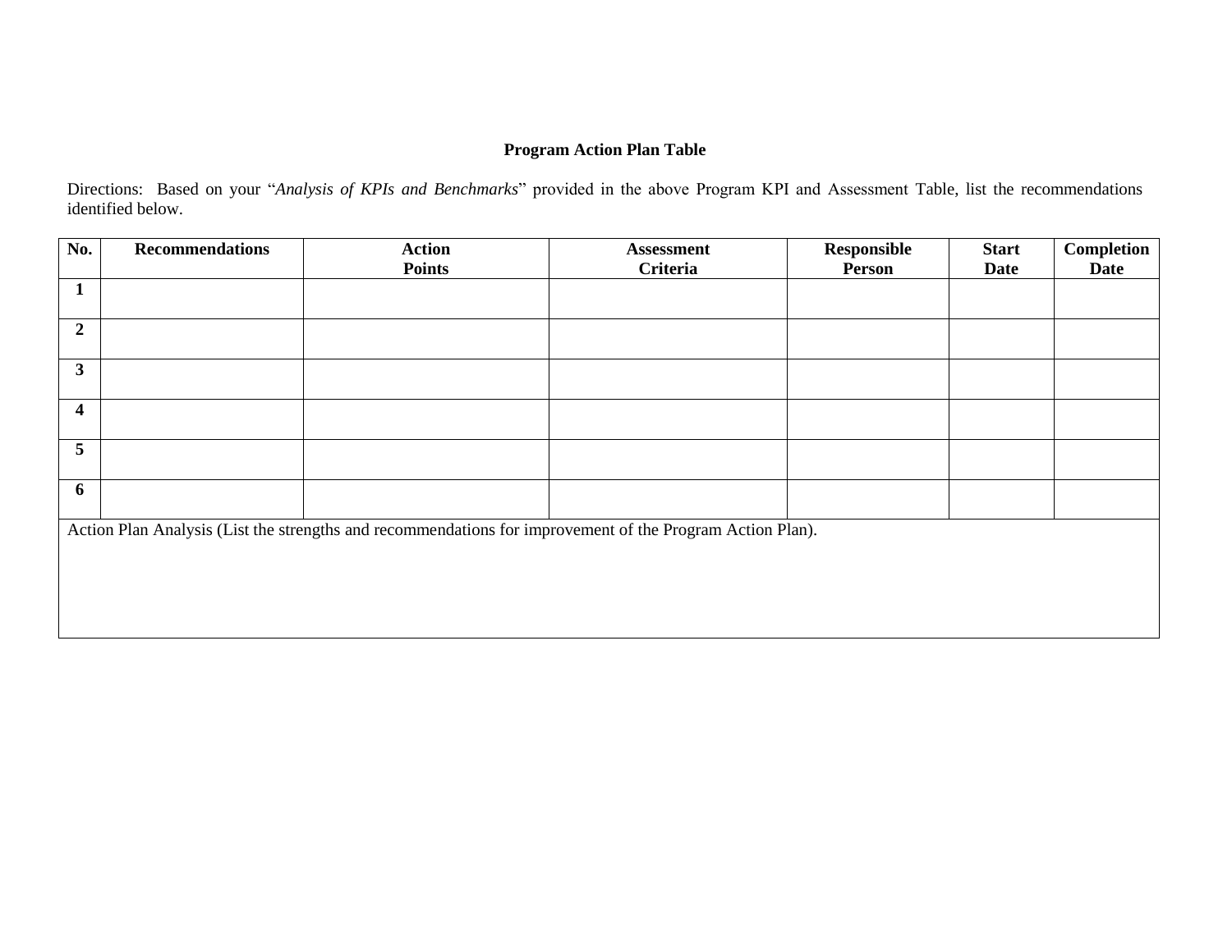**Program Action Plan Table**

Directions: Based on your "*Analysis of KPIs and Benchmarks*" provided in the above Program KPI and Assessment Table, list the recommendations identified below.

| No. | Recommendations | Action Points | Assessment Criteria | Responsible Person | Start Date | Completion Date |
|---|---|---|---|---|---|---|
| **1** | | | | | | |
| **2** | | | | | | |
| **3** | | | | | | |
| **4** | | | | | | |
| **5** | | | | | | |
| **6** | | | | | | |

Action Plan Analysis (List the strengths and recommendations for improvement of the Program Action Plan).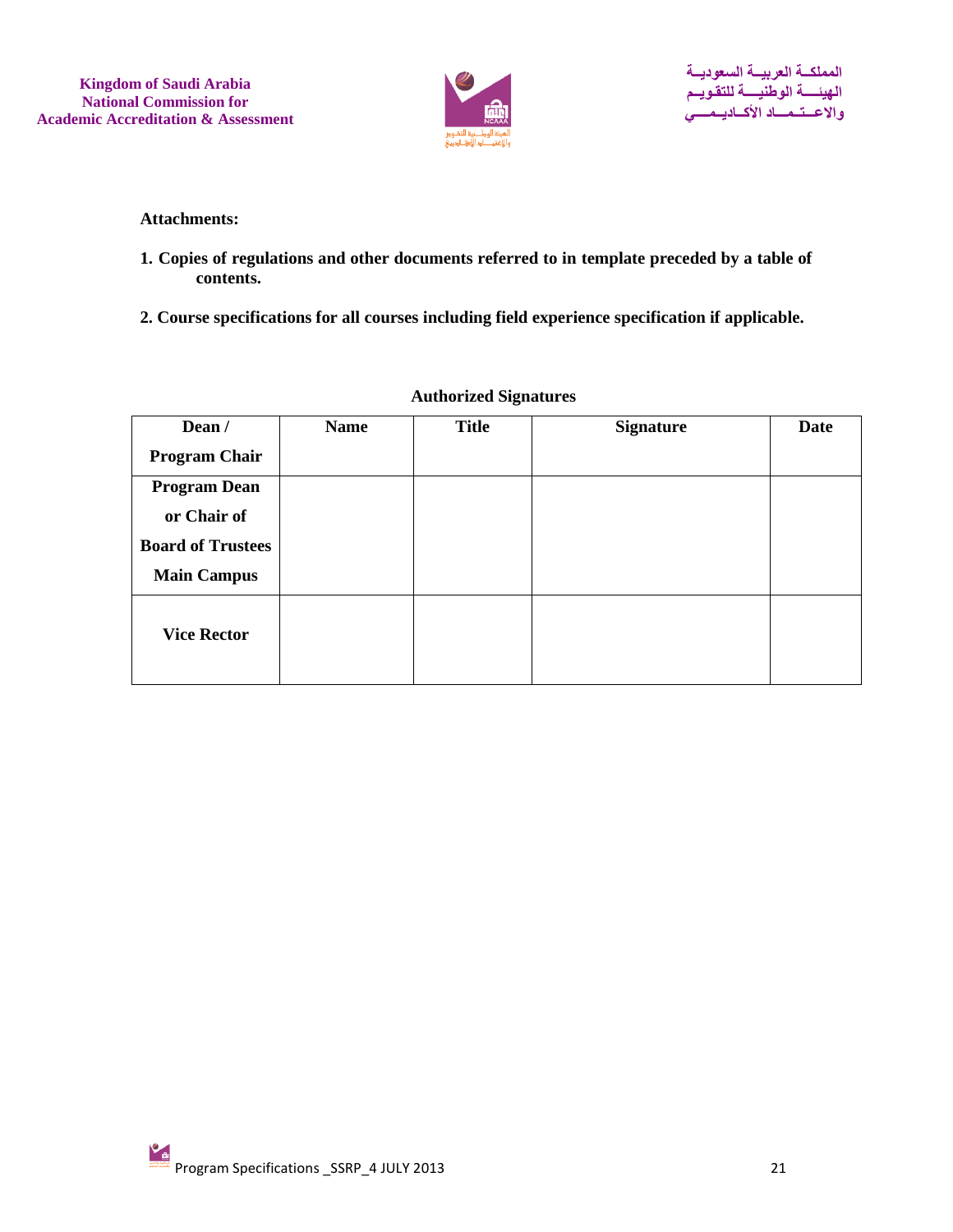**Attachments:**

1. **Copies of regulations and other documents referred to in template preceded by a table of contents.**

2. **Course specifications for all courses including field experience specification if applicable.**

**Authorized Signatures**

| Dean / Program Chair | Name | Title | Signature | Date |
|---|---|---|---|---|
| **Program Dean or Chair of Board of Trustees Main Campus** | | | | |
| **Vice Rector** | | | | |